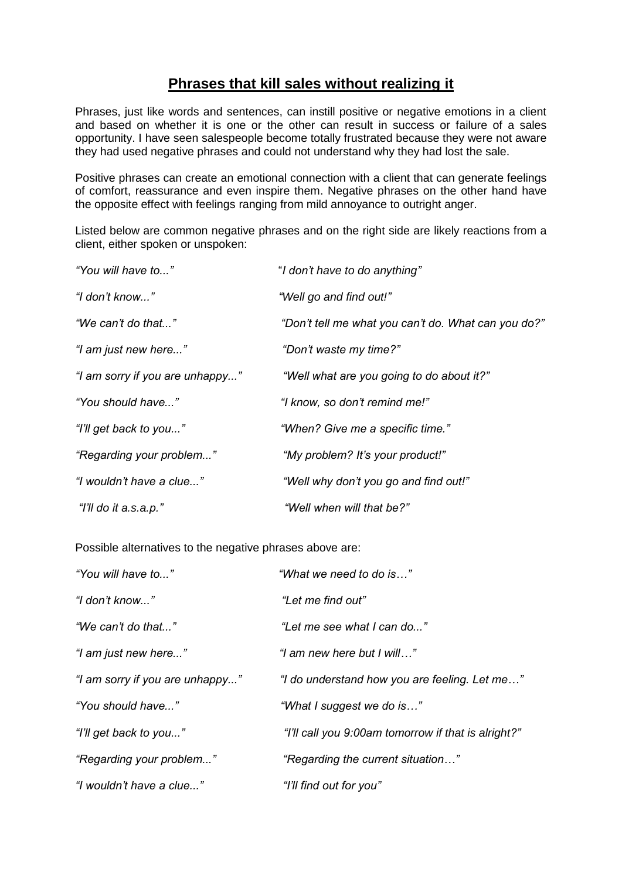## **Phrases that kill sales without realizing it**

Phrases, just like words and sentences, can instill positive or negative emotions in a client and based on whether it is one or the other can result in success or failure of a sales opportunity. I have seen salespeople become totally frustrated because they were not aware they had used negative phrases and could not understand why they had lost the sale.

Positive phrases can create an emotional connection with a client that can generate feelings of comfort, reassurance and even inspire them. Negative phrases on the other hand have the opposite effect with feelings ranging from mild annoyance to outright anger.

Listed below are common negative phrases and on the right side are likely reactions from a client, either spoken or unspoken:

| | |
|---|---|
| *"You will have to..."* | *"I don't have to do anything"* |
| *"I don't know..."* | *"Well go and find out!"* |
| *"We can't do that..."* | *"Don't tell me what you can't do. What can you do?"* |
| *"I am just new here..."* | *"Don't waste my time?"* |
| *"I am sorry if you are unhappy..."* | *"Well what are you going to do about it?"* |
| *"You should have..."* | *"I know, so don't remind me!"* |
| *"I'll get back to you..."* | *"When? Give me a specific time."* |
| *"Regarding your problem..."* | *"My problem? It's your product!"* |
| *"I wouldn't have a clue..."* | *"Well why don't you go and find out!"* |
| *"I'll do it a.s.a.p."* | *"Well when will that be?"* |

Possible alternatives to the negative phrases above are:

| | |
|---|---|
| *"You will have to..."* | *"What we need to do is…"* |
| *"I don't know..."* | *"Let me find out"* |
| *"We can't do that..."* | *"Let me see what I can do..."* |
| *"I am just new here..."* | *"I am new here but I will…"* |
| *"I am sorry if you are unhappy..."* | *"I do understand how you are feeling. Let me…"* |
| *"You should have..."* | *"What I suggest we do is…"* |
| *"I'll get back to you..."* | *"I'll call you 9:00am tomorrow if that is alright?"* |
| *"Regarding your problem..."* | *"Regarding the current situation…"* |
| *"I wouldn't have a clue..."* | *"I'll find out for you"* |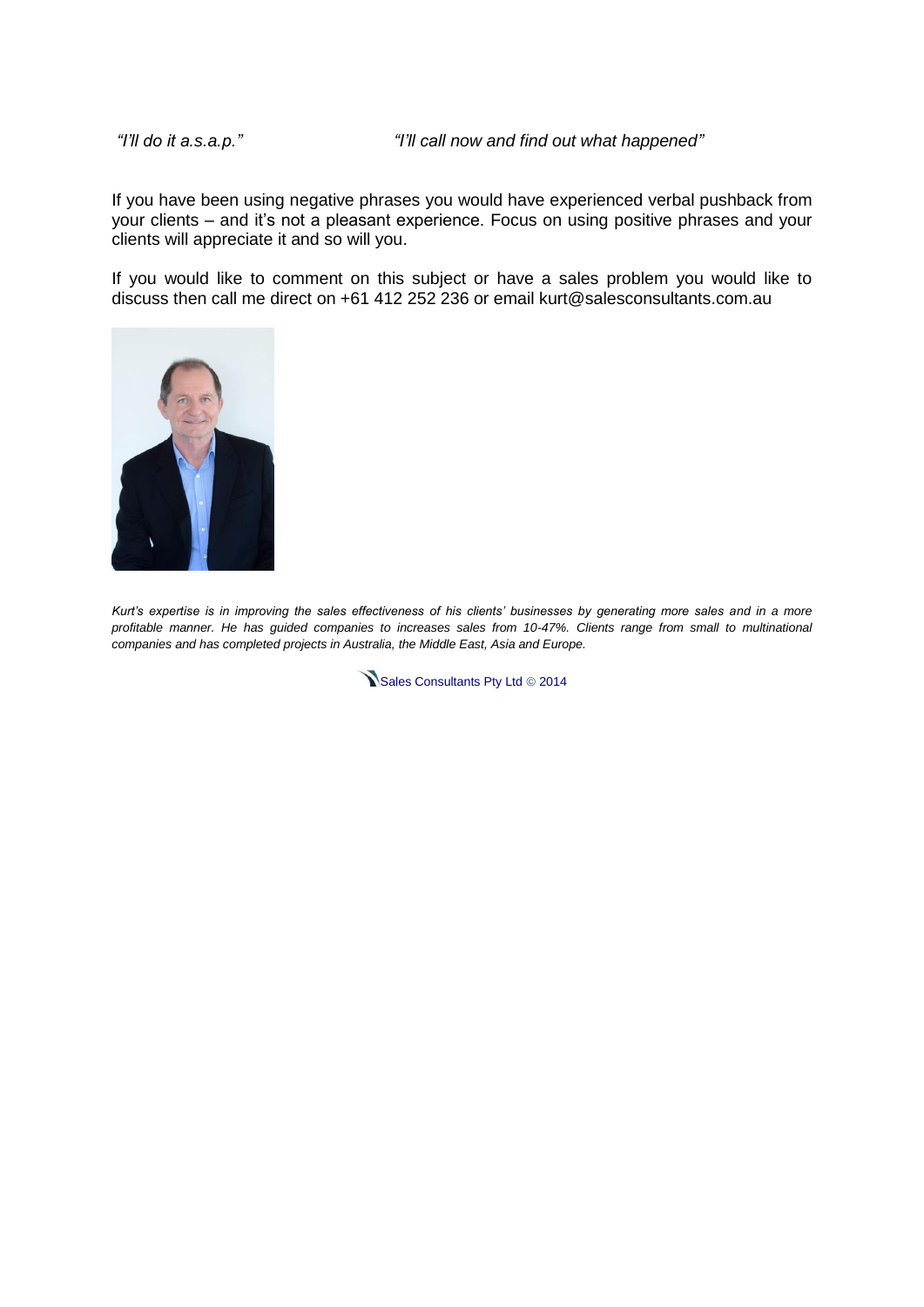| | |
|---|---|
| *"I'll do it a.s.a.p."* | *"I'll call now and find out what happened"* |

If you have been using negative phrases you would have experienced verbal pushback from your clients – and it's not a pleasant experience. Focus on using positive phrases and your clients will appreciate it and so will you.

If you would like to comment on this subject or have a sales problem you would like to discuss then call me direct on +61 412 252 236 or email kurt@salesconsultants.com.au

*Kurt's expertise is in improving the sales effectiveness of his clients' businesses by generating more sales and in a more profitable manner. He has guided companies to increases sales from 10-47%. Clients range from small to multinational companies and has completed projects in Australia, the Middle East, Asia and Europe.*

Sales Consultants Pty Ltd © 2014